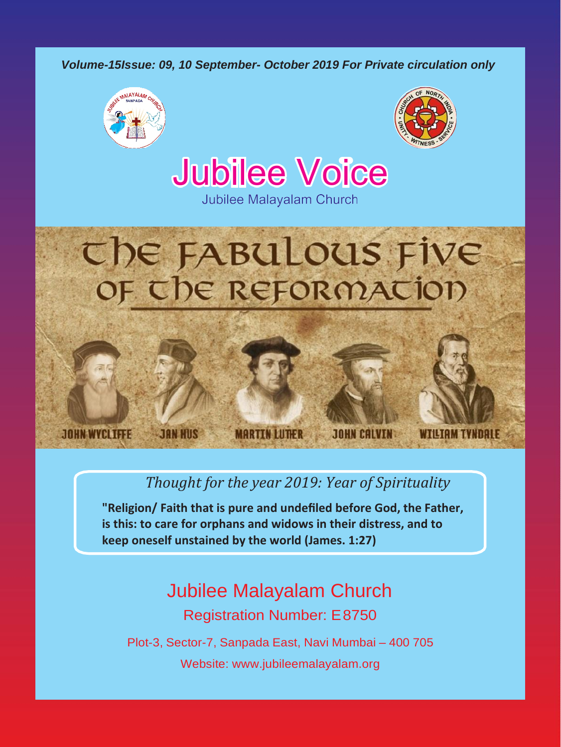*Volume-15Issue: 09, 10 September- October 2019 For Private circulation only*

# Jubilee Voice

Jubilee Malayalam Church

## The Fabulous Five of the Reformation

JOHN WYCLIFFE JAN HUS MARTIN LUTHER JOHN CALVIN WILLIAM TYNDALE

*Thought for the year 2019: Year of Spirituality*

**"Religion/ Faith that is pure and undefiled before God, the Father, is this: to care for orphans and widows in their distress, and to keep oneself unstained by the world (James. 1:27)**

Jubilee Malayalam Church

Registration Number: E8750

Plot-3, Sector-7, Sanpada East, Navi Mumbai – 400 705

Website: www.jubileemalayalam.org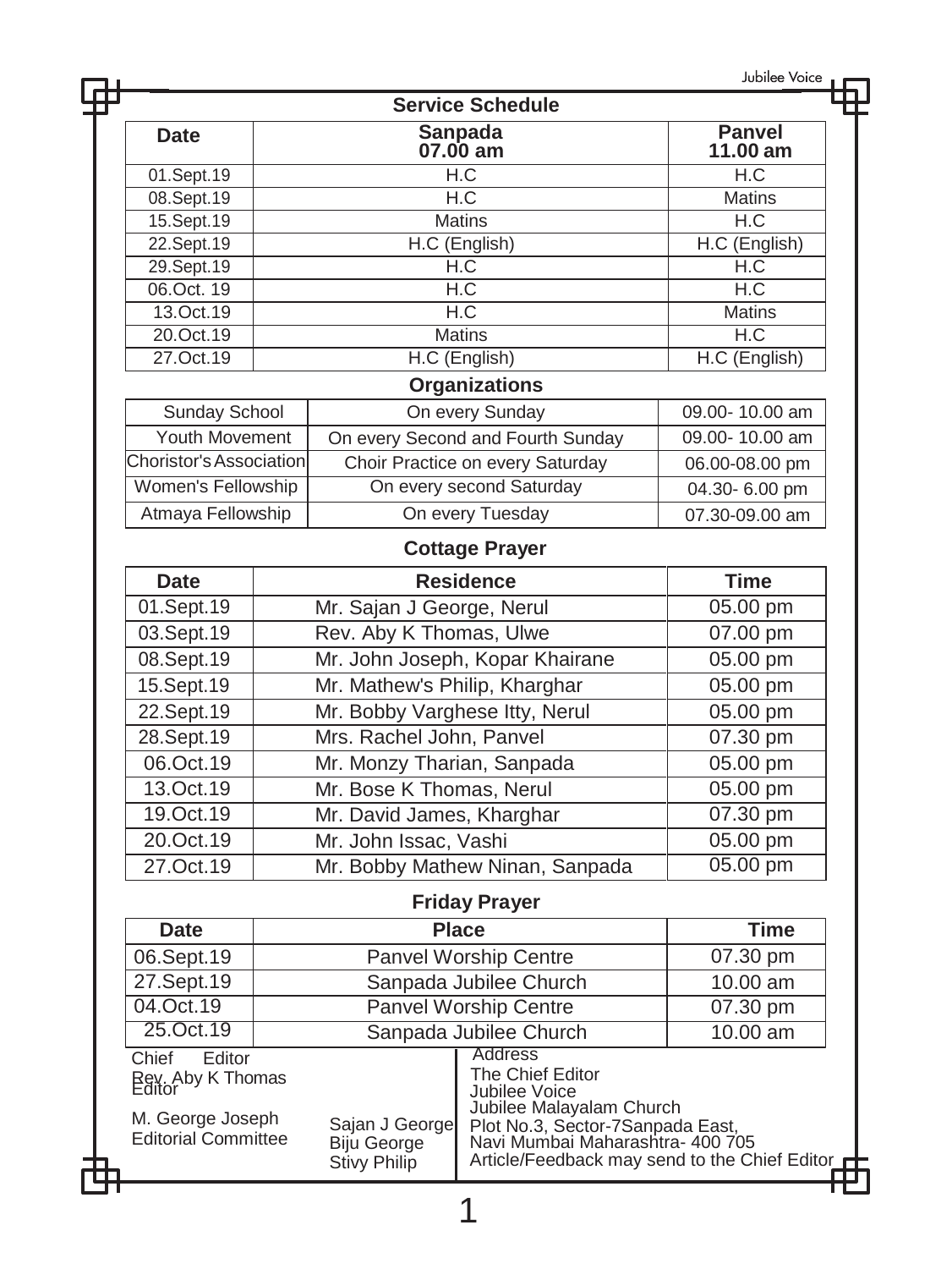## Service Schedule

| Date | Sanpada 07.00 am | Panvel 11.00 am |
|---|---|---|
| 01.Sept.19 | H.C | H.C |
| 08.Sept.19 | H.C | Matins |
| 15.Sept.19 | Matins | H.C |
| 22.Sept.19 | H.C (English) | H.C (English) |
| 29.Sept.19 | H.C | H.C |
| 06.Oct. 19 | H.C | H.C |
| 13.Oct.19 | H.C | Matins |
| 20.Oct.19 | Matins | H.C |
| 27.Oct.19 | H.C (English) | H.C (English) |

## Organizations

| Organization | Schedule | Time |
|---|---|---|
| Sunday School | On every Sunday | 09.00- 10.00 am |
| Youth Movement | On every Second and Fourth Sunday | 09.00- 10.00 am |
| Chorister's Association | Choir Practice on every Saturday | 06.00-08.00 pm |
| Women's Fellowship | On every second Saturday | 04.30- 6.00 pm |
| Atmaya Fellowship | On every Tuesday | 07.30-09.00 am |

## Cottage Prayer

| Date | Residence | Time |
|---|---|---|
| 01.Sept.19 | Mr. Sajan J George, Nerul | 05.00 pm |
| 03.Sept.19 | Rev. Aby K Thomas, Ulwe | 07.00 pm |
| 08.Sept.19 | Mr. John Joseph, Kopar Khairane | 05.00 pm |
| 15.Sept.19 | Mr. Mathew's Philip, Kharghar | 05.00 pm |
| 22.Sept.19 | Mr. Bobby Varghese Itty, Nerul | 05.00 pm |
| 28.Sept.19 | Mrs. Rachel John, Panvel | 07.30 pm |
| 06.Oct.19 | Mr. Monzy Tharian, Sanpada | 05.00 pm |
| 13.Oct.19 | Mr. Bose K Thomas, Nerul | 05.00 pm |
| 19.Oct.19 | Mr. David James, Kharghar | 07.30 pm |
| 20.Oct.19 | Mr. John Issac, Vashi | 05.00 pm |
| 27.Oct.19 | Mr. Bobby Mathew Ninan, Sanpada | 05.00 pm |

## Friday Prayer

| Date | Place | Time |
|---|---|---|
| 06.Sept.19 | Panvel Worship Centre | 07.30 pm |
| 27.Sept.19 | Sanpada Jubilee Church | 10.00 am |
| 04.Oct.19 | Panvel Worship Centre | 07.30 pm |
| 25.Oct.19 | Sanpada Jubilee Church | 10.00 am |

Chief Editor
Rev. Aby K Thomas

Editor
M. George Joseph

Editorial Committee
Sajan J George
Biju George
Stivy Philip

Address
The Chief Editor
Jubilee Voice
Jubilee Malayalam Church
Plot No.3, Sector-7Sanpada East,
Navi Mumbai Maharashtra- 400 705
Article/Feedback may send to the Chief Editor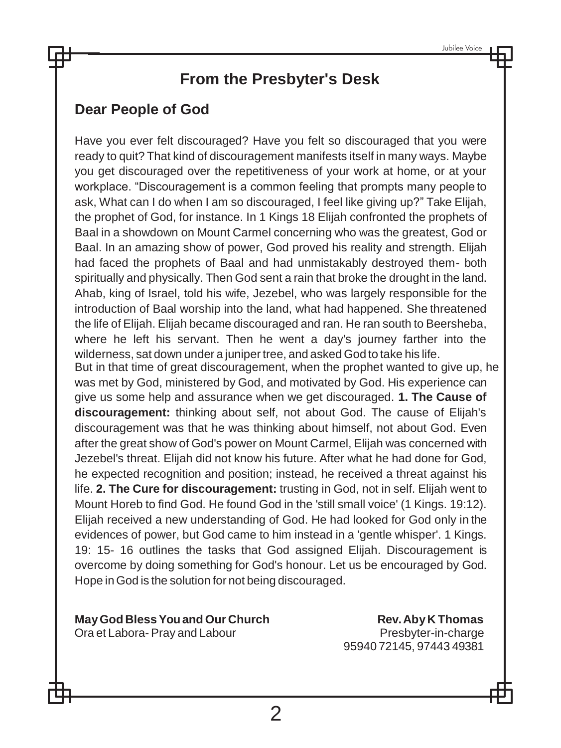# From the Presbyter's Desk

## Dear People of God

Have you ever felt discouraged? Have you felt so discouraged that you were ready to quit? That kind of discouragement manifests itself in many ways. Maybe you get discouraged over the repetitiveness of your work at home, or at your workplace. "Discouragement is a common feeling that prompts many people to ask, What can I do when I am so discouraged, I feel like giving up?" Take Elijah, the prophet of God, for instance. In 1 Kings 18 Elijah confronted the prophets of Baal in a showdown on Mount Carmel concerning who was the greatest, God or Baal. In an amazing show of power, God proved his reality and strength. Elijah had faced the prophets of Baal and had unmistakably destroyed them- both spiritually and physically. Then God sent a rain that broke the drought in the land. Ahab, king of Israel, told his wife, Jezebel, who was largely responsible for the introduction of Baal worship into the land, what had happened. She threatened the life of Elijah. Elijah became discouraged and ran. He ran south to Beersheba, where he left his servant. Then he went a day's journey farther into the wilderness, sat down under a juniper tree, and asked God to take his life.

But in that time of great discouragement, when the prophet wanted to give up, he was met by God, ministered by God, and motivated by God. His experience can give us some help and assurance when we get discouraged. **1. The Cause of discouragement:** thinking about self, not about God. The cause of Elijah's discouragement was that he was thinking about himself, not about God. Even after the great show of God's power on Mount Carmel, Elijah was concerned with Jezebel's threat. Elijah did not know his future. After what he had done for God, he expected recognition and position; instead, he received a threat against his life. **2. The Cure for discouragement:** trusting in God, not in self. Elijah went to Mount Horeb to find God. He found God in the 'still small voice' (1 Kings. 19:12). Elijah received a new understanding of God. He had looked for God only in the evidences of power, but God came to him instead in a 'gentle whisper'. 1 Kings. 19: 15- 16 outlines the tasks that God assigned Elijah. Discouragement is overcome by doing something for God's honour. Let us be encouraged by God. Hope in God is the solution for not being discouraged.

**May God Bless You and Our Church**
Ora et Labora- Pray and Labour

**Rev. Aby K Thomas**
Presbyter-in-charge
95940 72145, 97443 49381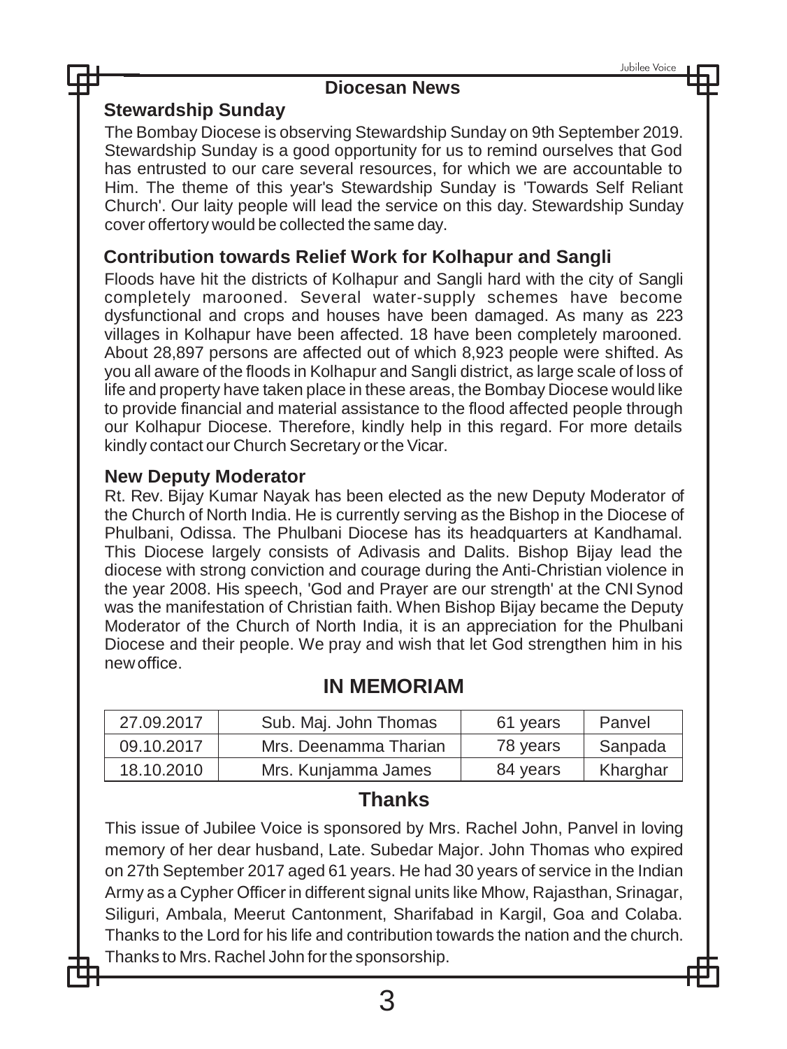## Diocesan News

### Stewardship Sunday

The Bombay Diocese is observing Stewardship Sunday on 9th September 2019. Stewardship Sunday is a good opportunity for us to remind ourselves that God has entrusted to our care several resources, for which we are accountable to Him. The theme of this year's Stewardship Sunday is 'Towards Self Reliant Church'. Our laity people will lead the service on this day. Stewardship Sunday cover offertory would be collected the same day.

### Contribution towards Relief Work for Kolhapur and Sangli

Floods have hit the districts of Kolhapur and Sangli hard with the city of Sangli completely marooned. Several water-supply schemes have become dysfunctional and crops and houses have been damaged. As many as 223 villages in Kolhapur have been affected. 18 have been completely marooned. About 28,897 persons are affected out of which 8,923 people were shifted. As you all aware of the floods in Kolhapur and Sangli district, as large scale of loss of life and property have taken place in these areas, the Bombay Diocese would like to provide financial and material assistance to the flood affected people through our Kolhapur Diocese. Therefore, kindly help in this regard. For more details kindly contact our Church Secretary or the Vicar.

### New Deputy Moderator

Rt. Rev. Bijay Kumar Nayak has been elected as the new Deputy Moderator of the Church of North India. He is currently serving as the Bishop in the Diocese of Phulbani, Odissa. The Phulbani Diocese has its headquarters at Kandhamal. This Diocese largely consists of Adivasis and Dalits. Bishop Bijay lead the diocese with strong conviction and courage during the Anti-Christian violence in the year 2008. His speech, 'God and Prayer are our strength' at the CNI Synod was the manifestation of Christian faith. When Bishop Bijay became the Deputy Moderator of the Church of North India, it is an appreciation for the Phulbani Diocese and their people. We pray and wish that let God strengthen him in his new office.

## IN MEMORIAM

| Date | Name | Age | Place |
|---|---|---|---|
| 27.09.2017 | Sub. Maj. John Thomas | 61 years | Panvel |
| 09.10.2017 | Mrs. Deenamma Tharian | 78 years | Sanpada |
| 18.10.2010 | Mrs. Kunjamma James | 84 years | Kharghar |

## Thanks

This issue of Jubilee Voice is sponsored by Mrs. Rachel John, Panvel in loving memory of her dear husband, Late. Subedar Major. John Thomas who expired on 27th September 2017 aged 61 years. He had 30 years of service in the Indian Army as a Cypher Officer in different signal units like Mhow, Rajasthan, Srinagar, Siliguri, Ambala, Meerut Cantonment, Sharifabad in Kargil, Goa and Colaba. Thanks to the Lord for his life and contribution towards the nation and the church. Thanks to Mrs. Rachel John for the sponsorship.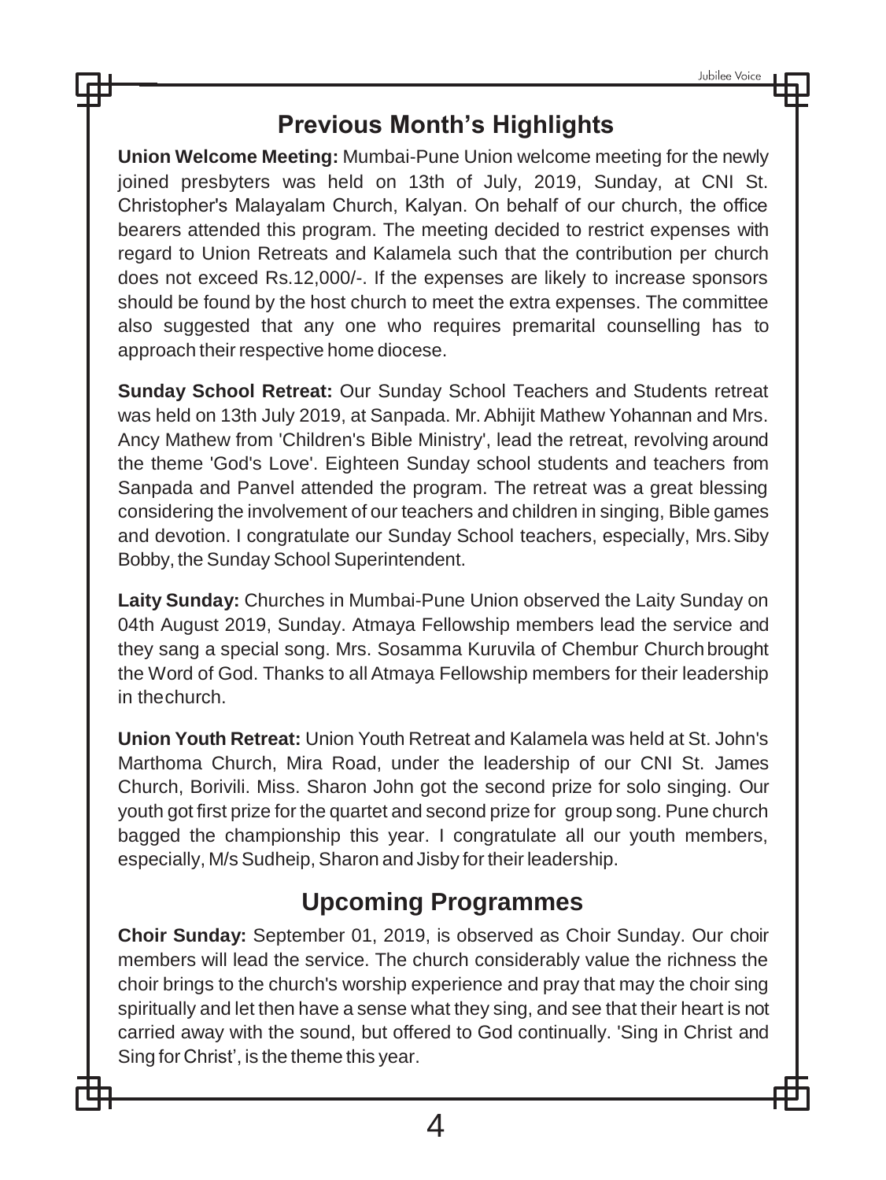## Previous Month's Highlights

**Union Welcome Meeting:** Mumbai-Pune Union welcome meeting for the newly joined presbyters was held on 13th of July, 2019, Sunday, at CNI St. Christopher's Malayalam Church, Kalyan. On behalf of our church, the office bearers attended this program. The meeting decided to restrict expenses with regard to Union Retreats and Kalamela such that the contribution per church does not exceed Rs.12,000/-. If the expenses are likely to increase sponsors should be found by the host church to meet the extra expenses. The committee also suggested that any one who requires premarital counselling has to approach their respective home diocese.

**Sunday School Retreat:** Our Sunday School Teachers and Students retreat was held on 13th July 2019, at Sanpada. Mr. Abhijit Mathew Yohannan and Mrs. Ancy Mathew from 'Children's Bible Ministry', lead the retreat, revolving around the theme 'God's Love'. Eighteen Sunday school students and teachers from Sanpada and Panvel attended the program. The retreat was a great blessing considering the involvement of our teachers and children in singing, Bible games and devotion. I congratulate our Sunday School teachers, especially, Mrs. Siby Bobby, the Sunday School Superintendent.

**Laity Sunday:** Churches in Mumbai-Pune Union observed the Laity Sunday on 04th August 2019, Sunday. Atmaya Fellowship members lead the service and they sang a special song. Mrs. Sosamma Kuruvila of Chembur Church brought the Word of God. Thanks to all Atmaya Fellowship members for their leadership in thechurch.

**Union Youth Retreat:** Union Youth Retreat and Kalamela was held at St. John's Marthoma Church, Mira Road, under the leadership of our CNI St. James Church, Borivili. Miss. Sharon John got the second prize for solo singing. Our youth got first prize for the quartet and second prize for group song. Pune church bagged the championship this year. I congratulate all our youth members, especially, M/s Sudheip, Sharon and Jisby for their leadership.

## Upcoming Programmes

**Choir Sunday:** September 01, 2019, is observed as Choir Sunday. Our choir members will lead the service. The church considerably value the richness the choir brings to the church's worship experience and pray that may the choir sing spiritually and let then have a sense what they sing, and see that their heart is not carried away with the sound, but offered to God continually. 'Sing in Christ and Sing for Christ', is the theme this year.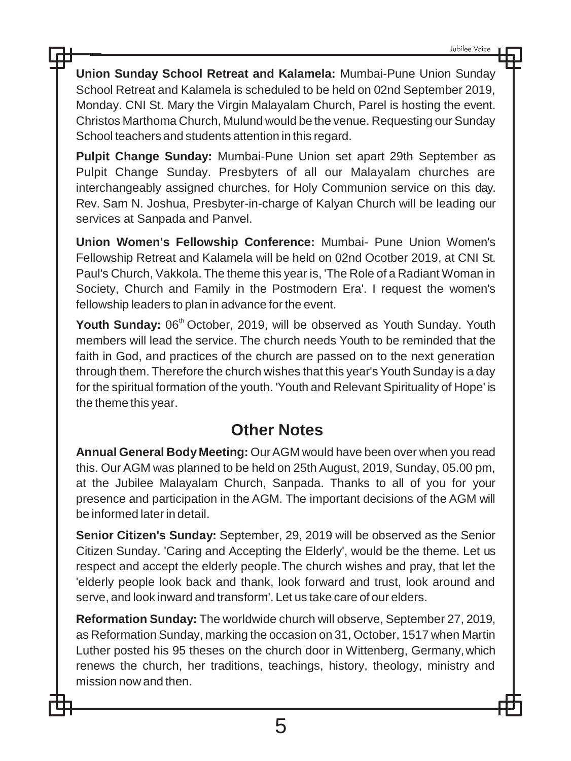**Union Sunday School Retreat and Kalamela:** Mumbai-Pune Union Sunday School Retreat and Kalamela is scheduled to be held on 02nd September 2019, Monday. CNI St. Mary the Virgin Malayalam Church, Parel is hosting the event. Christos Marthoma Church, Mulund would be the venue. Requesting our Sunday School teachers and students attention in this regard.

**Pulpit Change Sunday:** Mumbai-Pune Union set apart 29th September as Pulpit Change Sunday. Presbyters of all our Malayalam churches are interchangeably assigned churches, for Holy Communion service on this day. Rev. Sam N. Joshua, Presbyter-in-charge of Kalyan Church will be leading our services at Sanpada and Panvel.

**Union Women's Fellowship Conference:** Mumbai- Pune Union Women's Fellowship Retreat and Kalamela will be held on 02nd Ocotber 2019, at CNI St. Paul's Church, Vakkola. The theme this year is, 'The Role of a Radiant Woman in Society, Church and Family in the Postmodern Era'. I request the women's fellowship leaders to plan in advance for the event.

**Youth Sunday:** 06th October, 2019, will be observed as Youth Sunday. Youth members will lead the service. The church needs Youth to be reminded that the faith in God, and practices of the church are passed on to the next generation through them. Therefore the church wishes that this year's Youth Sunday is a day for the spiritual formation of the youth. 'Youth and Relevant Spirituality of Hope' is the theme this year.

## Other Notes

**Annual General Body Meeting:** Our AGM would have been over when you read this. Our AGM was planned to be held on 25th August, 2019, Sunday, 05.00 pm, at the Jubilee Malayalam Church, Sanpada. Thanks to all of you for your presence and participation in the AGM. The important decisions of the AGM will be informed later in detail.

**Senior Citizen's Sunday:** September, 29, 2019 will be observed as the Senior Citizen Sunday. 'Caring and Accepting the Elderly', would be the theme. Let us respect and accept the elderly people. The church wishes and pray, that let the 'elderly people look back and thank, look forward and trust, look around and serve, and look inward and transform'. Let us take care of our elders.

**Reformation Sunday:** The worldwide church will observe, September 27, 2019, as Reformation Sunday, marking the occasion on 31, October, 1517 when Martin Luther posted his 95 theses on the church door in Wittenberg, Germany, which renews the church, her traditions, teachings, history, theology, ministry and mission now and then.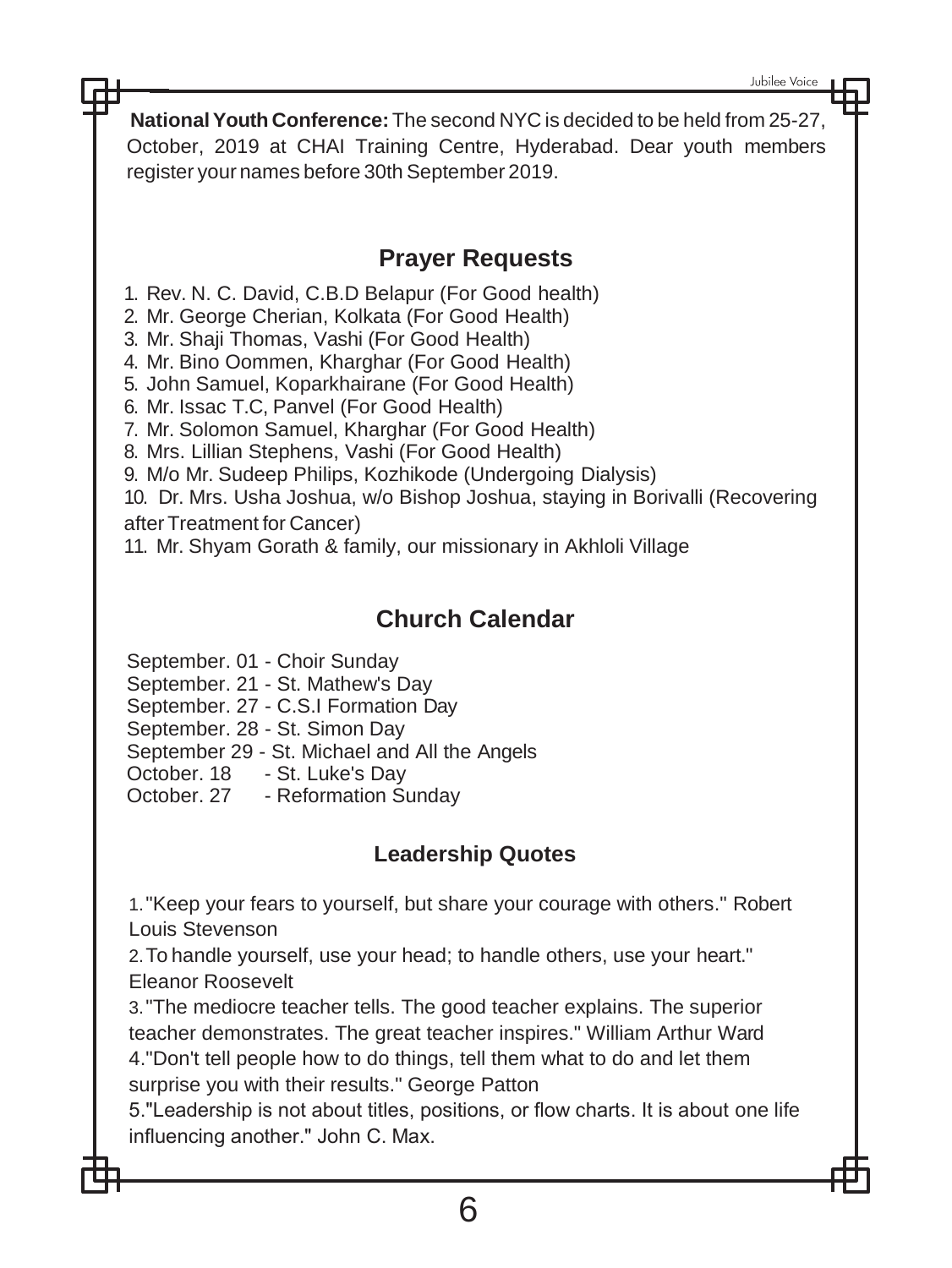**National Youth Conference:** The second NYC is decided to be held from 25-27, October, 2019 at CHAI Training Centre, Hyderabad. Dear youth members register your names before 30th September 2019.

## Prayer Requests

1. Rev. N. C. David, C.B.D Belapur (For Good health)
2. Mr. George Cherian, Kolkata (For Good Health)
3. Mr. Shaji Thomas, Vashi (For Good Health)
4. Mr. Bino Oommen, Kharghar (For Good Health)
5. John Samuel, Koparkhairane (For Good Health)
6. Mr. Issac T.C, Panvel (For Good Health)
7. Mr. Solomon Samuel, Kharghar (For Good Health)
8. Mrs. Lillian Stephens, Vashi (For Good Health)
9. M/o Mr. Sudeep Philips, Kozhikode (Undergoing Dialysis)
10. Dr. Mrs. Usha Joshua, w/o Bishop Joshua, staying in Borivalli (Recovering after Treatment for Cancer)
11. Mr. Shyam Gorath & family, our missionary in Akhloli Village

## Church Calendar

September. 01 - Choir Sunday
September. 21 - St. Mathew's Day
September. 27 - C.S.I Formation Day
September. 28 - St. Simon Day
September 29 - St. Michael and All the Angels
October. 18 - St. Luke's Day
October. 27 - Reformation Sunday

### Leadership Quotes

1. "Keep your fears to yourself, but share your courage with others." Robert Louis Stevenson
2. To handle yourself, use your head; to handle others, use your heart." Eleanor Roosevelt
3. "The mediocre teacher tells. The good teacher explains. The superior teacher demonstrates. The great teacher inspires." William Arthur Ward
4. "Don't tell people how to do things, tell them what to do and let them surprise you with their results." George Patton
5. "Leadership is not about titles, positions, or flow charts. It is about one life influencing another." John C. Max.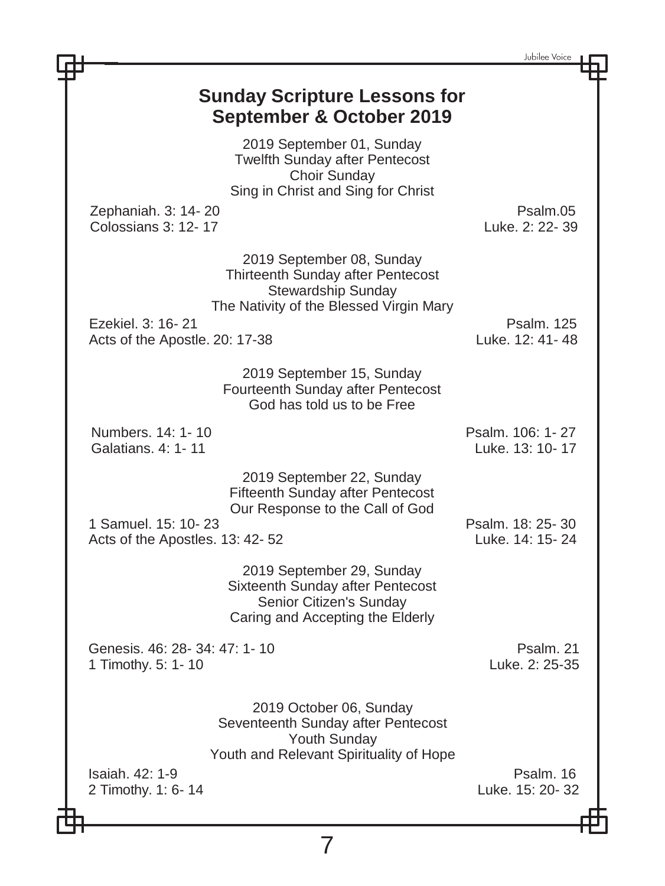## Sunday Scripture Lessons for September & October 2019

2019 September 01, Sunday
Twelfth Sunday after Pentecost
Choir Sunday
Sing in Christ and Sing for Christ

Zephaniah. 3: 14- 20
Psalm.05
Colossians 3: 12- 17
Luke. 2: 22- 39

2019 September 08, Sunday
Thirteenth Sunday after Pentecost
Stewardship Sunday
The Nativity of the Blessed Virgin Mary

Ezekiel. 3: 16- 21
Psalm. 125
Acts of the Apostle. 20: 17-38
Luke. 12: 41- 48

2019 September 15, Sunday
Fourteenth Sunday after Pentecost
God has told us to be Free

Numbers. 14: 1- 10
Psalm. 106: 1- 27
Galatians. 4: 1- 11
Luke. 13: 10- 17

2019 September 22, Sunday
Fifteenth Sunday after Pentecost
Our Response to the Call of God

1 Samuel. 15: 10- 23
Psalm. 18: 25- 30
Acts of the Apostles. 13: 42- 52
Luke. 14: 15- 24

2019 September 29, Sunday
Sixteenth Sunday after Pentecost
Senior Citizen's Sunday
Caring and Accepting the Elderly

Genesis. 46: 28- 34: 47: 1- 10
Psalm. 21
1 Timothy. 5: 1- 10
Luke. 2: 25-35

2019 October 06, Sunday
Seventeenth Sunday after Pentecost
Youth Sunday
Youth and Relevant Spirituality of Hope

Isaiah. 42: 1-9
Psalm. 16
2 Timothy. 1: 6- 14
Luke. 15: 20- 32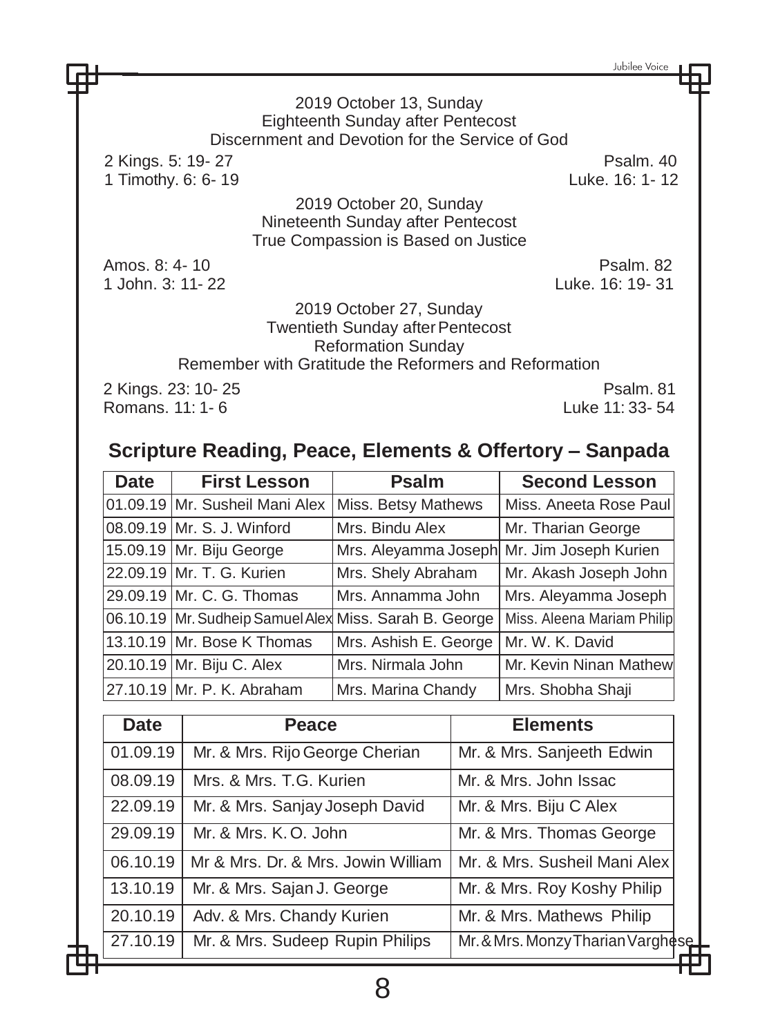2019 October 13, Sunday
Eighteenth Sunday after Pentecost
Discernment and Devotion for the Service of God

2 Kings. 5: 19- 27
Psalm. 40
1 Timothy. 6: 6- 19
Luke. 16: 1- 12

2019 October 20, Sunday
Nineteenth Sunday after Pentecost
True Compassion is Based on Justice

Amos. 8: 4- 10
Psalm. 82
1 John. 3: 11- 22
Luke. 16: 19- 31

2019 October 27, Sunday
Twentieth Sunday after Pentecost
Reformation Sunday
Remember with Gratitude the Reformers and Reformation

2 Kings. 23: 10- 25
Psalm. 81
Romans. 11: 1- 6
Luke 11: 33- 54

## Scripture Reading, Peace, Elements & Offertory – Sanpada

| Date | First Lesson | Psalm | Second Lesson |
|---|---|---|---|
| 01.09.19 | Mr. Susheil Mani Alex | Miss. Betsy Mathews | Miss. Aneeta Rose Paul |
| 08.09.19 | Mr. S. J. Winford | Mrs. Bindu Alex | Mr. Tharian George |
| 15.09.19 | Mr. Biju George | Mrs. Aleyamma Joseph | Mr. Jim Joseph Kurien |
| 22.09.19 | Mr. T. G. Kurien | Mrs. Shely Abraham | Mr. Akash Joseph John |
| 29.09.19 | Mr. C. G. Thomas | Mrs. Annamma John | Mrs. Aleyamma Joseph |
| 06.10.19 | Mr. Sudheip Samuel Alex | Miss. Sarah B. George | Miss. Aleena Mariam Philip |
| 13.10.19 | Mr. Bose K Thomas | Mrs. Ashish E. George | Mr. W. K. David |
| 20.10.19 | Mr. Biju C. Alex | Mrs. Nirmala John | Mr. Kevin Ninan Mathew |
| 27.10.19 | Mr. P. K. Abraham | Mrs. Marina Chandy | Mrs. Shobha Shaji |

| Date | Peace | Elements |
|---|---|---|
| 01.09.19 | Mr. & Mrs. Rijo George Cherian | Mr. & Mrs. Sanjeeth Edwin |
| 08.09.19 | Mrs. & Mrs. T.G. Kurien | Mr. & Mrs. John Issac |
| 22.09.19 | Mr. & Mrs. Sanjay Joseph David | Mr. & Mrs. Biju C Alex |
| 29.09.19 | Mr. & Mrs. K. O. John | Mr. & Mrs. Thomas George |
| 06.10.19 | Mr & Mrs. Dr. & Mrs. Jowin William | Mr. & Mrs. Susheil Mani Alex |
| 13.10.19 | Mr. & Mrs. Sajan J. George | Mr. & Mrs. Roy Koshy Philip |
| 20.10.19 | Adv. & Mrs. Chandy Kurien | Mr. & Mrs. Mathews Philip |
| 27.10.19 | Mr. & Mrs. Sudeep Rupin Philips | Mr. & Mrs. Monzy Tharian Varghese |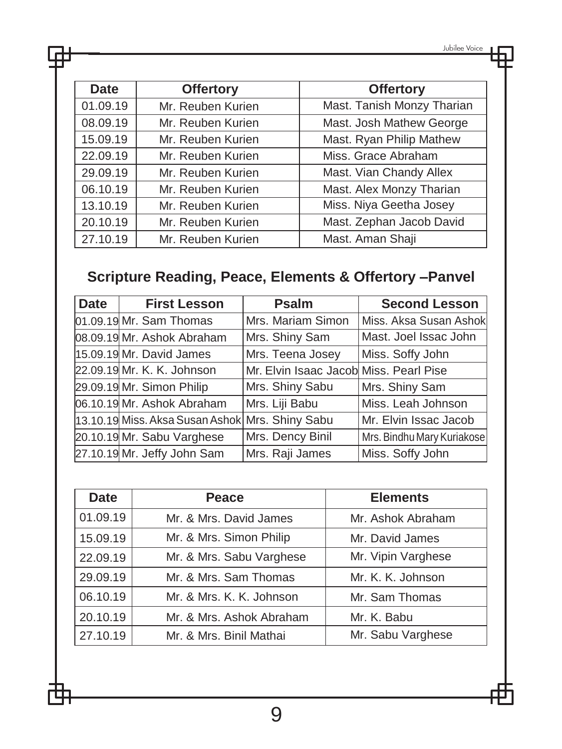| Date | Offertory | Offertory |
|---|---|---|
| 01.09.19 | Mr. Reuben Kurien | Mast. Tanish Monzy Tharian |
| 08.09.19 | Mr. Reuben Kurien | Mast. Josh Mathew George |
| 15.09.19 | Mr. Reuben Kurien | Mast. Ryan Philip Mathew |
| 22.09.19 | Mr. Reuben Kurien | Miss. Grace Abraham |
| 29.09.19 | Mr. Reuben Kurien | Mast. Vian Chandy Allex |
| 06.10.19 | Mr. Reuben Kurien | Mast. Alex Monzy Tharian |
| 13.10.19 | Mr. Reuben Kurien | Miss. Niya Geetha Josey |
| 20.10.19 | Mr. Reuben Kurien | Mast. Zephan Jacob David |
| 27.10.19 | Mr. Reuben Kurien | Mast. Aman Shaji |

## Scripture Reading, Peace, Elements & Offertory –Panvel

| Date | First Lesson | Psalm | Second Lesson |
|---|---|---|---|
| 01.09.19 | Mr. Sam Thomas | Mrs. Mariam Simon | Miss. Aksa Susan Ashok |
| 08.09.19 | Mr. Ashok Abraham | Mrs. Shiny Sam | Mast. Joel Issac John |
| 15.09.19 | Mr. David James | Mrs. Teena Josey | Miss. Soffy John |
| 22.09.19 | Mr. K. K. Johnson | Mr. Elvin Isaac Jacob | Miss. Pearl Pise |
| 29.09.19 | Mr. Simon Philip | Mrs. Shiny Sabu | Mrs. Shiny Sam |
| 06.10.19 | Mr. Ashok Abraham | Mrs. Liji Babu | Miss. Leah Johnson |
| 13.10.19 | Miss. Aksa Susan Ashok | Mrs. Shiny Sabu | Mr. Elvin Issac Jacob |
| 20.10.19 | Mr. Sabu Varghese | Mrs. Dency Binil | Mrs. Bindhu Mary Kuriakose |
| 27.10.19 | Mr. Jeffy John Sam | Mrs. Raji James | Miss. Soffy John |

| Date | Peace | Elements |
|---|---|---|
| 01.09.19 | Mr. & Mrs. David James | Mr. Ashok Abraham |
| 15.09.19 | Mr. & Mrs. Simon Philip | Mr. David James |
| 22.09.19 | Mr. & Mrs. Sabu Varghese | Mr. Vipin Varghese |
| 29.09.19 | Mr. & Mrs. Sam Thomas | Mr. K. K. Johnson |
| 06.10.19 | Mr. & Mrs. K. K. Johnson | Mr. Sam Thomas |
| 20.10.19 | Mr. & Mrs. Ashok Abraham | Mr. K. Babu |
| 27.10.19 | Mr. & Mrs. Binil Mathai | Mr. Sabu Varghese |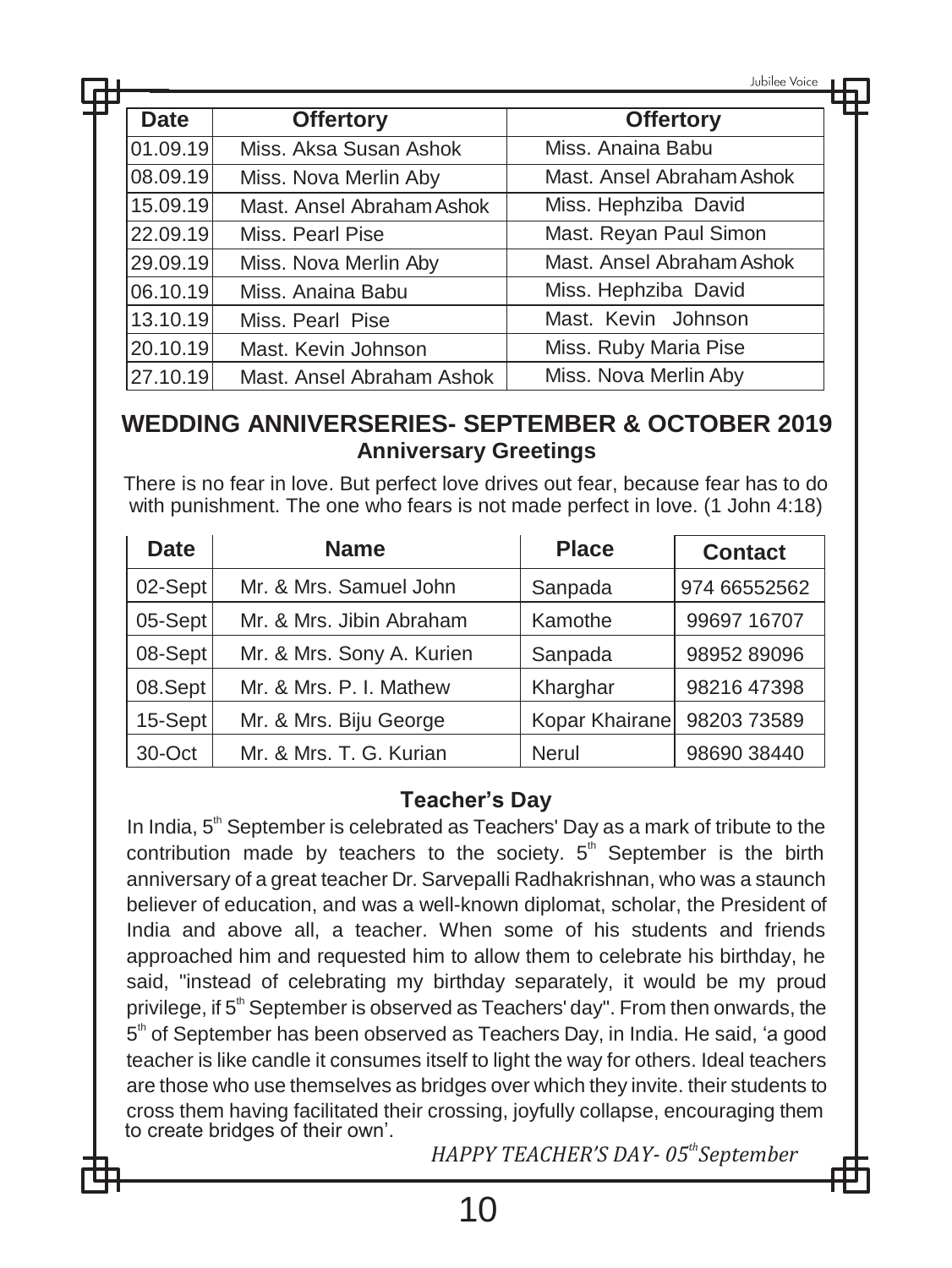| Date | Offertory | Offertory |
|---|---|---|
| 01.09.19 | Miss. Aksa Susan Ashok | Miss. Anaina Babu |
| 08.09.19 | Miss. Nova Merlin Aby | Mast. Ansel Abraham Ashok |
| 15.09.19 | Mast. Ansel Abraham Ashok | Miss. Hephziba David |
| 22.09.19 | Miss. Pearl Pise | Mast. Reyan Paul Simon |
| 29.09.19 | Miss. Nova Merlin Aby | Mast. Ansel Abraham Ashok |
| 06.10.19 | Miss. Anaina Babu | Miss. Hephziba David |
| 13.10.19 | Miss. Pearl Pise | Mast. Kevin Johnson |
| 20.10.19 | Mast. Kevin Johnson | Miss. Ruby Maria Pise |
| 27.10.19 | Mast. Ansel Abraham Ashok | Miss. Nova Merlin Aby |

## WEDDING ANNIVERSERIES- SEPTEMBER & OCTOBER 2019

### Anniversary Greetings

There is no fear in love. But perfect love drives out fear, because fear has to do with punishment. The one who fears is not made perfect in love. (1 John 4:18)

| Date | Name | Place | Contact |
|---|---|---|---|
| 02-Sept | Mr. & Mrs. Samuel John | Sanpada | 974 66552562 |
| 05-Sept | Mr. & Mrs. Jibin Abraham | Kamothe | 99697 16707 |
| 08-Sept | Mr. & Mrs. Sony A. Kurien | Sanpada | 98952 89096 |
| 08.Sept | Mr. & Mrs. P. I. Mathew | Kharghar | 98216 47398 |
| 15-Sept | Mr. & Mrs. Biju George | Kopar Khairane | 98203 73589 |
| 30-Oct | Mr. & Mrs. T. G. Kurian | Nerul | 98690 38440 |

### Teacher's Day

In India, 5th September is celebrated as Teachers' Day as a mark of tribute to the contribution made by teachers to the society. 5th September is the birth anniversary of a great teacher Dr. Sarvepalli Radhakrishnan, who was a staunch believer of education, and was a well-known diplomat, scholar, the President of India and above all, a teacher. When some of his students and friends approached him and requested him to allow them to celebrate his birthday, he said, "instead of celebrating my birthday separately, it would be my proud privilege, if 5th September is observed as Teachers' day". From then onwards, the 5th of September has been observed as Teachers Day, in India. He said, 'a good teacher is like candle it consumes itself to light the way for others. Ideal teachers are those who use themselves as bridges over which they invite. their students to cross them having facilitated their crossing, joyfully collapse, encouraging them to create bridges of their own'.

*HAPPY TEACHER'S DAY- 05th September*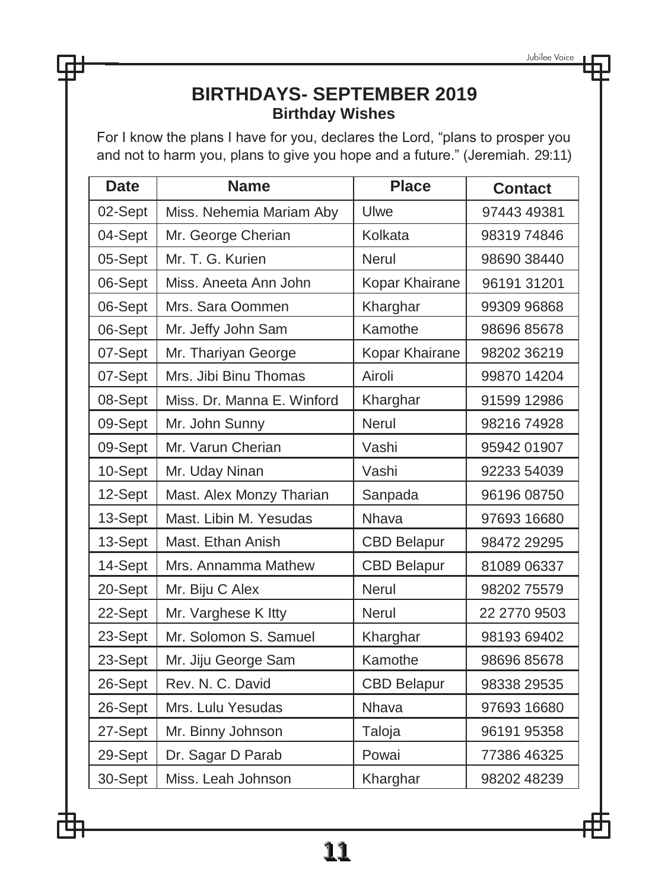# BIRTHDAYS- SEPTEMBER 2019

## Birthday Wishes

For I know the plans I have for you, declares the Lord, “plans to prosper you and not to harm you, plans to give you hope and a future.” (Jeremiah. 29:11)

| Date | Name | Place | Contact |
|---|---|---|---|
| 02-Sept | Miss. Nehemia Mariam Aby | Ulwe | 97443 49381 |
| 04-Sept | Mr. George Cherian | Kolkata | 98319 74846 |
| 05-Sept | Mr. T. G. Kurien | Nerul | 98690 38440 |
| 06-Sept | Miss. Aneeta Ann John | Kopar Khairane | 96191 31201 |
| 06-Sept | Mrs. Sara Oommen | Kharghar | 99309 96868 |
| 06-Sept | Mr. Jeffy John Sam | Kamothe | 98696 85678 |
| 07-Sept | Mr. Thariyan George | Kopar Khairane | 98202 36219 |
| 07-Sept | Mrs. Jibi Binu Thomas | Airoli | 99870 14204 |
| 08-Sept | Miss. Dr. Manna E. Winford | Kharghar | 91599 12986 |
| 09-Sept | Mr. John Sunny | Nerul | 98216 74928 |
| 09-Sept | Mr. Varun Cherian | Vashi | 95942 01907 |
| 10-Sept | Mr. Uday Ninan | Vashi | 92233 54039 |
| 12-Sept | Mast. Alex Monzy Tharian | Sanpada | 96196 08750 |
| 13-Sept | Mast. Libin M. Yesudas | Nhava | 97693 16680 |
| 13-Sept | Mast. Ethan Anish | CBD Belapur | 98472 29295 |
| 14-Sept | Mrs. Annamma Mathew | CBD Belapur | 81089 06337 |
| 20-Sept | Mr. Biju C Alex | Nerul | 98202 75579 |
| 22-Sept | Mr. Varghese K Itty | Nerul | 22 2770 9503 |
| 23-Sept | Mr. Solomon S. Samuel | Kharghar | 98193 69402 |
| 23-Sept | Mr. Jiju George Sam | Kamothe | 98696 85678 |
| 26-Sept | Rev. N. C. David | CBD Belapur | 98338 29535 |
| 26-Sept | Mrs. Lulu Yesudas | Nhava | 97693 16680 |
| 27-Sept | Mr. Binny Johnson | Taloja | 96191 95358 |
| 29-Sept | Dr. Sagar D Parab | Powai | 77386 46325 |
| 30-Sept | Miss. Leah Johnson | Kharghar | 98202 48239 |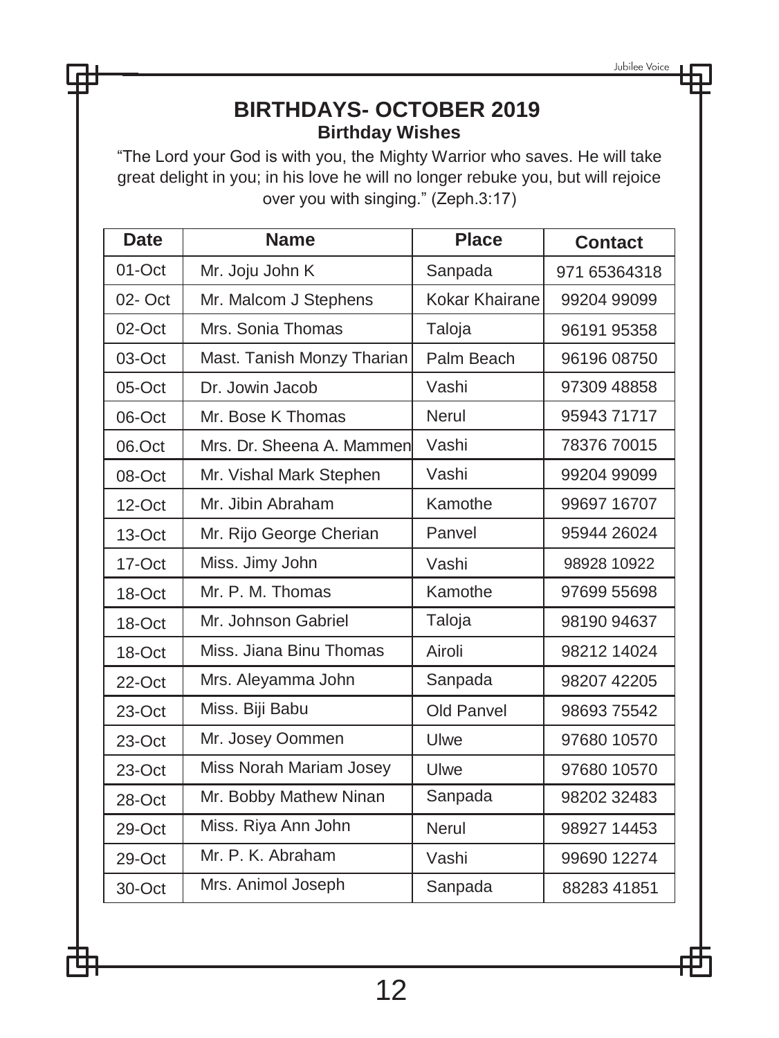# BIRTHDAYS- OCTOBER 2019

## Birthday Wishes

"The Lord your God is with you, the Mighty Warrior who saves. He will take great delight in you; in his love he will no longer rebuke you, but will rejoice over you with singing." (Zeph.3:17)

| Date | Name | Place | Contact |
|---|---|---|---|
| 01-Oct | Mr. Joju John K | Sanpada | 971 65364318 |
| 02- Oct | Mr. Malcom J Stephens | Kokar Khairane | 99204 99099 |
| 02-Oct | Mrs. Sonia Thomas | Taloja | 96191 95358 |
| 03-Oct | Mast. Tanish Monzy Tharian | Palm Beach | 96196 08750 |
| 05-Oct | Dr. Jowin Jacob | Vashi | 97309 48858 |
| 06-Oct | Mr. Bose K Thomas | Nerul | 95943 71717 |
| 06.Oct | Mrs. Dr. Sheena A. Mammen | Vashi | 78376 70015 |
| 08-Oct | Mr. Vishal Mark Stephen | Vashi | 99204 99099 |
| 12-Oct | Mr. Jibin Abraham | Kamothe | 99697 16707 |
| 13-Oct | Mr. Rijo George Cherian | Panvel | 95944 26024 |
| 17-Oct | Miss. Jimy John | Vashi | 98928 10922 |
| 18-Oct | Mr. P. M. Thomas | Kamothe | 97699 55698 |
| 18-Oct | Mr. Johnson Gabriel | Taloja | 98190 94637 |
| 18-Oct | Miss. Jiana Binu Thomas | Airoli | 98212 14024 |
| 22-Oct | Mrs. Aleyamma John | Sanpada | 98207 42205 |
| 23-Oct | Miss. Biji Babu | Old Panvel | 98693 75542 |
| 23-Oct | Mr. Josey Oommen | Ulwe | 97680 10570 |
| 23-Oct | Miss Norah Mariam Josey | Ulwe | 97680 10570 |
| 28-Oct | Mr. Bobby Mathew Ninan | Sanpada | 98202 32483 |
| 29-Oct | Miss. Riya Ann John | Nerul | 98927 14453 |
| 29-Oct | Mr. P. K. Abraham | Vashi | 99690 12274 |
| 30-Oct | Mrs. Animol Joseph | Sanpada | 88283 41851 |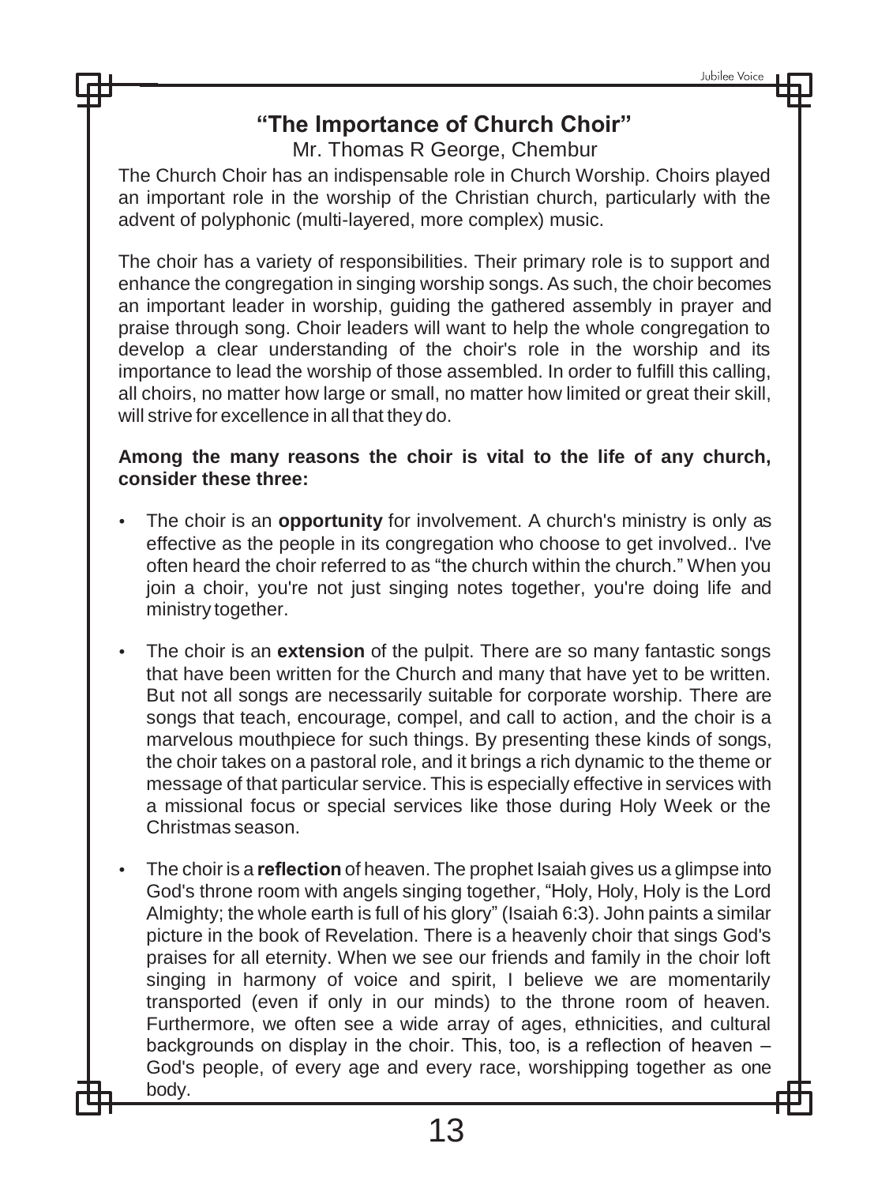## "The Importance of Church Choir"

Mr. Thomas R George, Chembur

The Church Choir has an indispensable role in Church Worship. Choirs played an important role in the worship of the Christian church, particularly with the advent of polyphonic (multi-layered, more complex) music.

The choir has a variety of responsibilities. Their primary role is to support and enhance the congregation in singing worship songs. As such, the choir becomes an important leader in worship, guiding the gathered assembly in prayer and praise through song. Choir leaders will want to help the whole congregation to develop a clear understanding of the choir's role in the worship and its importance to lead the worship of those assembled. In order to fulfill this calling, all choirs, no matter how large or small, no matter how limited or great their skill, will strive for excellence in all that they do.

**Among the many reasons the choir is vital to the life of any church, consider these three:**

- The choir is an **opportunity** for involvement. A church's ministry is only as effective as the people in its congregation who choose to get involved.. I've often heard the choir referred to as "the church within the church." When you join a choir, you're not just singing notes together, you're doing life and ministry together.
- The choir is an **extension** of the pulpit. There are so many fantastic songs that have been written for the Church and many that have yet to be written. But not all songs are necessarily suitable for corporate worship. There are songs that teach, encourage, compel, and call to action, and the choir is a marvelous mouthpiece for such things. By presenting these kinds of songs, the choir takes on a pastoral role, and it brings a rich dynamic to the theme or message of that particular service. This is especially effective in services with a missional focus or special services like those during Holy Week or the Christmas season.
- The choir is a **reflection** of heaven. The prophet Isaiah gives us a glimpse into God's throne room with angels singing together, "Holy, Holy, Holy is the Lord Almighty; the whole earth is full of his glory" (Isaiah 6:3). John paints a similar picture in the book of Revelation. There is a heavenly choir that sings God's praises for all eternity. When we see our friends and family in the choir loft singing in harmony of voice and spirit, I believe we are momentarily transported (even if only in our minds) to the throne room of heaven. Furthermore, we often see a wide array of ages, ethnicities, and cultural backgrounds on display in the choir. This, too, is a reflection of heaven – God's people, of every age and every race, worshipping together as one body.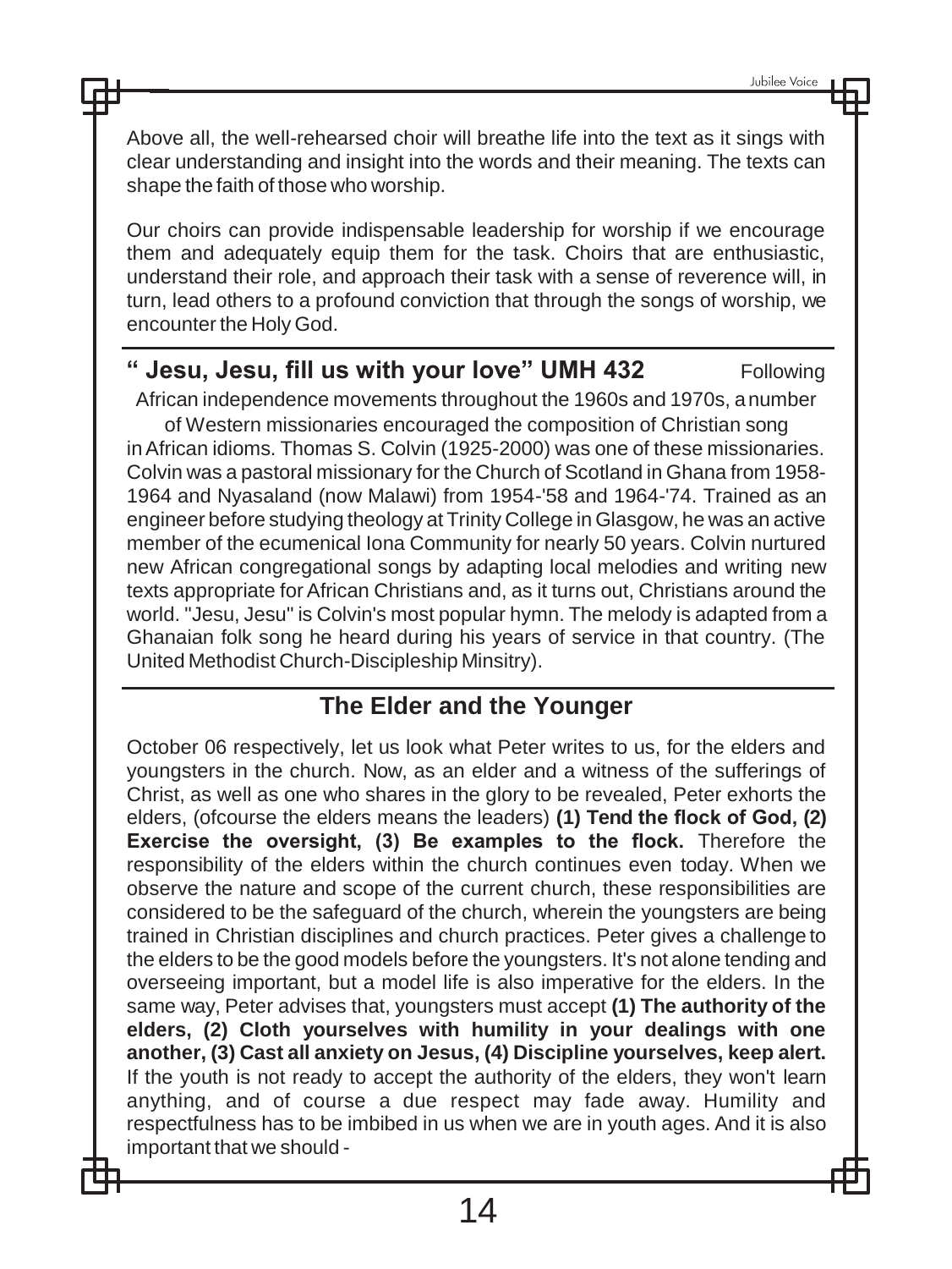Above all, the well-rehearsed choir will breathe life into the text as it sings with clear understanding and insight into the words and their meaning. The texts can shape the faith of those who worship.

Our choirs can provide indispensable leadership for worship if we encourage them and adequately equip them for the task. Choirs that are enthusiastic, understand their role, and approach their task with a sense of reverence will, in turn, lead others to a profound conviction that through the songs of worship, we encounter the Holy God.

## " Jesu, Jesu, fill us with your love" UMH 432

Following African independence movements throughout the 1960s and 1970s, a number of Western missionaries encouraged the composition of Christian song in African idioms. Thomas S. Colvin (1925-2000) was one of these missionaries. Colvin was a pastoral missionary for the Church of Scotland in Ghana from 1958-1964 and Nyasaland (now Malawi) from 1954-'58 and 1964-'74. Trained as an engineer before studying theology at Trinity College in Glasgow, he was an active member of the ecumenical Iona Community for nearly 50 years. Colvin nurtured new African congregational songs by adapting local melodies and writing new texts appropriate for African Christians and, as it turns out, Christians around the world. "Jesu, Jesu" is Colvin's most popular hymn. The melody is adapted from a Ghanaian folk song he heard during his years of service in that country. (The United Methodist Church-Discipleship Minsitry).

## The Elder and the Younger

October 06 respectively, let us look what Peter writes to us, for the elders and youngsters in the church. Now, as an elder and a witness of the sufferings of Christ, as well as one who shares in the glory to be revealed, Peter exhorts the elders, (ofcourse the elders means the leaders) **(1) Tend the flock of God, (2) Exercise the oversight, (3) Be examples to the flock.** Therefore the responsibility of the elders within the church continues even today. When we observe the nature and scope of the current church, these responsibilities are considered to be the safeguard of the church, wherein the youngsters are being trained in Christian disciplines and church practices. Peter gives a challenge to the elders to be the good models before the youngsters. It's not alone tending and overseeing important, but a model life is also imperative for the elders. In the same way, Peter advises that, youngsters must accept **(1) The authority of the elders, (2) Cloth yourselves with humility in your dealings with one another, (3) Cast all anxiety on Jesus, (4) Discipline yourselves, keep alert.** If the youth is not ready to accept the authority of the elders, they won't learn anything, and of course a due respect may fade away. Humility and respectfulness has to be imbibed in us when we are in youth ages. And it is also important that we should -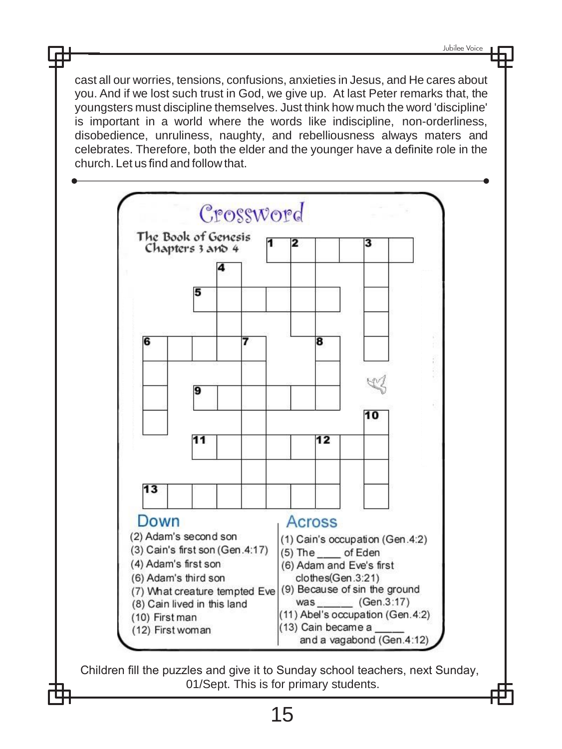cast all our worries, tensions, confusions, anxieties in Jesus, and He cares about you. And if we lost such trust in God, we give up. At last Peter remarks that, the youngsters must discipline themselves. Just think how much the word 'discipline' is important in a world where the words like indiscipline, non-orderliness, disobedience, unruliness, naughty, and rebelliousness always maters and celebrates. Therefore, both the elder and the younger have a definite role in the church. Let us find and follow that.

---

## Crossword

**The Book of Genesis Chapters 3 and 4**

### Down

(2) Adam's second son
(3) Cain's first son (Gen.4:17)
(4) Adam's first son
(6) Adam's third son
(7) What creature tempted Eve
(8) Cain lived in this land
(10) First man
(12) First woman

### Across

(1) Cain's occupation (Gen.4:2)
(5) The ____ of Eden
(6) Adam and Eve's first clothes(Gen.3:21)
(9) Because of sin the ground was ______ (Gen.3:17)
(11) Abel's occupation (Gen.4:2)
(13) Cain became a _____ and a vagabond (Gen.4:12)

Children fill the puzzles and give it to Sunday school teachers, next Sunday, 01/Sept. This is for primary students.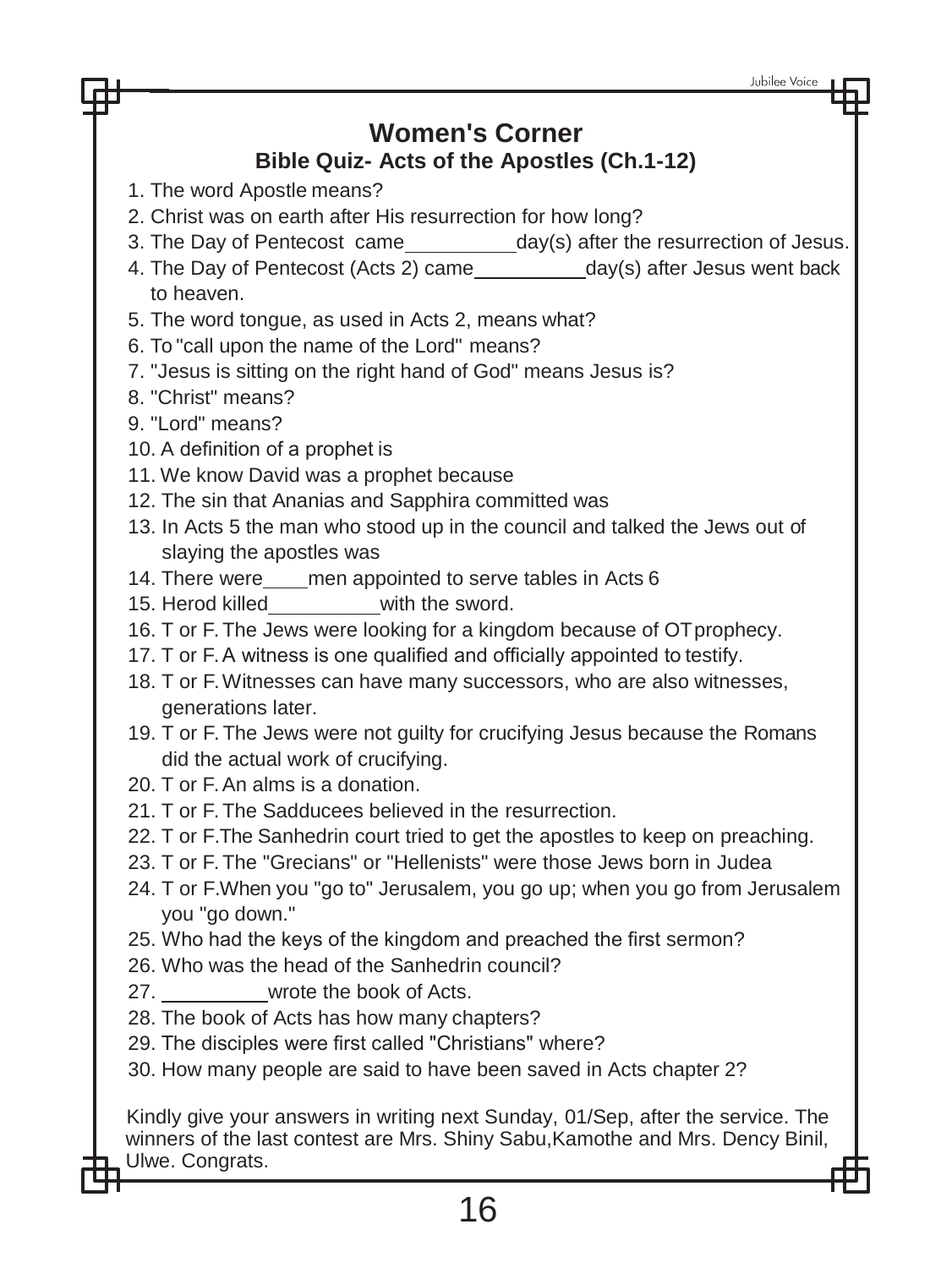## Women's Corner

### Bible Quiz- Acts of the Apostles (Ch.1-12)

1. The word Apostle means?
2. Christ was on earth after His resurrection for how long?
3. The Day of Pentecost came __________ day(s) after the resurrection of Jesus.
4. The Day of Pentecost (Acts 2) came __________ day(s) after Jesus went back to heaven.
5. The word tongue, as used in Acts 2, means what?
6. To "call upon the name of the Lord" means?
7. "Jesus is sitting on the right hand of God" means Jesus is?
8. "Christ" means?
9. "Lord" means?
10. A definition of a prophet is
11. We know David was a prophet because
12. The sin that Ananias and Sapphira committed was
13. In Acts 5 the man who stood up in the council and talked the Jews out of slaying the apostles was
14. There were ____ men appointed to serve tables in Acts 6
15. Herod killed __________ with the sword.
16. T or F. The Jews were looking for a kingdom because of OT prophecy.
17. T or F. A witness is one qualified and officially appointed to testify.
18. T or F. Witnesses can have many successors, who are also witnesses, generations later.
19. T or F. The Jews were not guilty for crucifying Jesus because the Romans did the actual work of crucifying.
20. T or F. An alms is a donation.
21. T or F. The Sadducees believed in the resurrection.
22. T or F. The Sanhedrin court tried to get the apostles to keep on preaching.
23. T or F. The "Grecians" or "Hellenists" were those Jews born in Judea
24. T or F. When you "go to" Jerusalem, you go up; when you go from Jerusalem you "go down."
25. Who had the keys of the kingdom and preached the first sermon?
26. Who was the head of the Sanhedrin council?
27. __________ wrote the book of Acts.
28. The book of Acts has how many chapters?
29. The disciples were first called "Christians" where?
30. How many people are said to have been saved in Acts chapter 2?

Kindly give your answers in writing next Sunday, 01/Sep, after the service. The winners of the last contest are Mrs. Shiny Sabu,Kamothe and Mrs. Dency Binil, Ulwe. Congrats.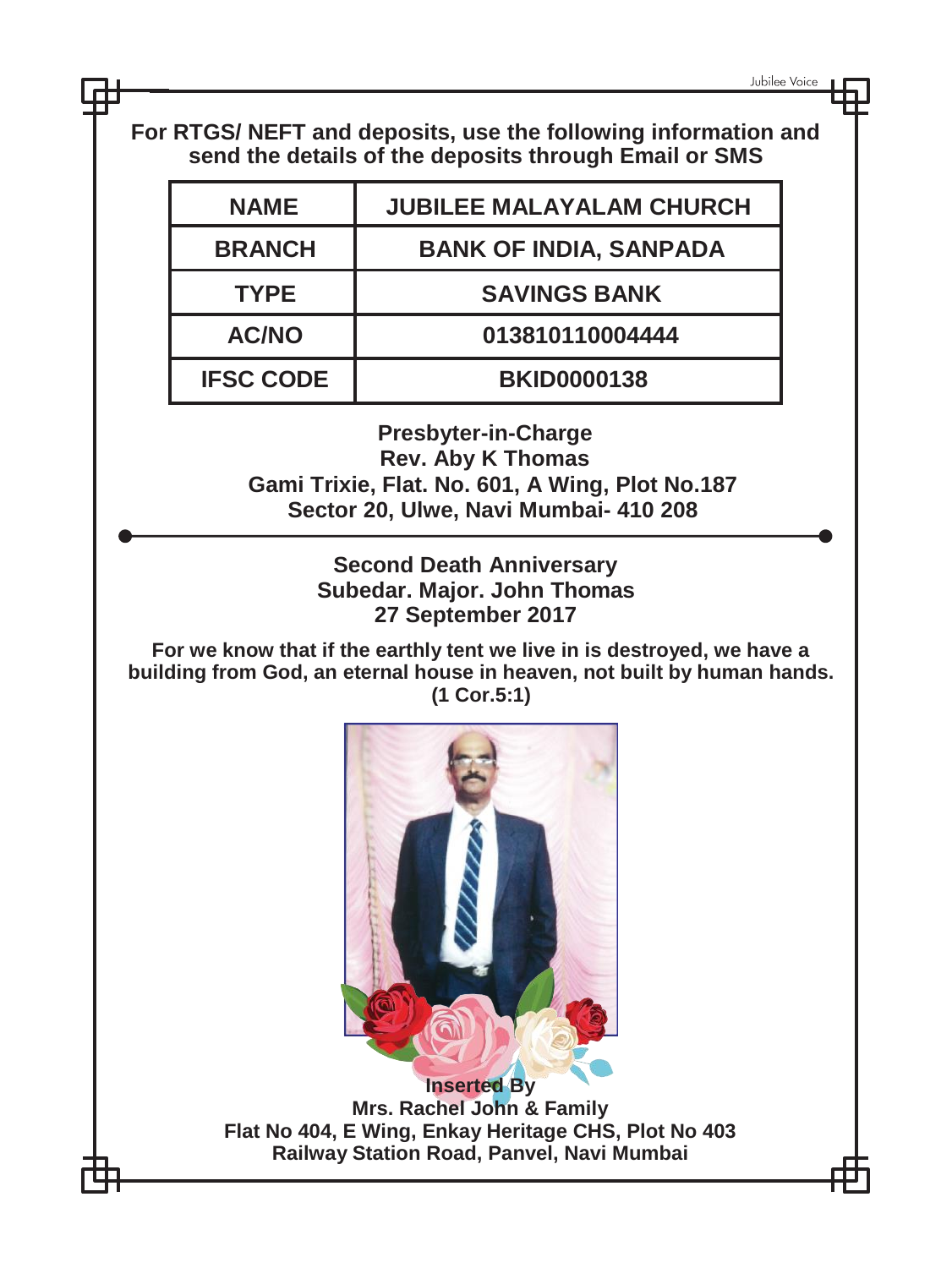**For RTGS/ NEFT and deposits, use the following information and send the details of the deposits through Email or SMS**

| | |
|---|---|
| NAME | JUBILEE MALAYALAM CHURCH |
| BRANCH | BANK OF INDIA, SANPADA |
| TYPE | SAVINGS BANK |
| AC/NO | 013810110004444 |
| IFSC CODE | BKID0000138 |

**Presbyter-in-Charge**
**Rev. Aby K Thomas**
**Gami Trixie, Flat. No. 601, A Wing, Plot No.187**
**Sector 20, Ulwe, Navi Mumbai- 410 208**

---

**Second Death Anniversary**
**Subedar. Major. John Thomas**
**27 September 2017**

**For we know that if the earthly tent we live in is destroyed, we have a building from God, an eternal house in heaven, not built by human hands. (1 Cor.5:1)**

**Inserted By**
**Mrs. Rachel John & Family**
**Flat No 404, E Wing, Enkay Heritage CHS, Plot No 403**
**Railway Station Road, Panvel, Navi Mumbai**